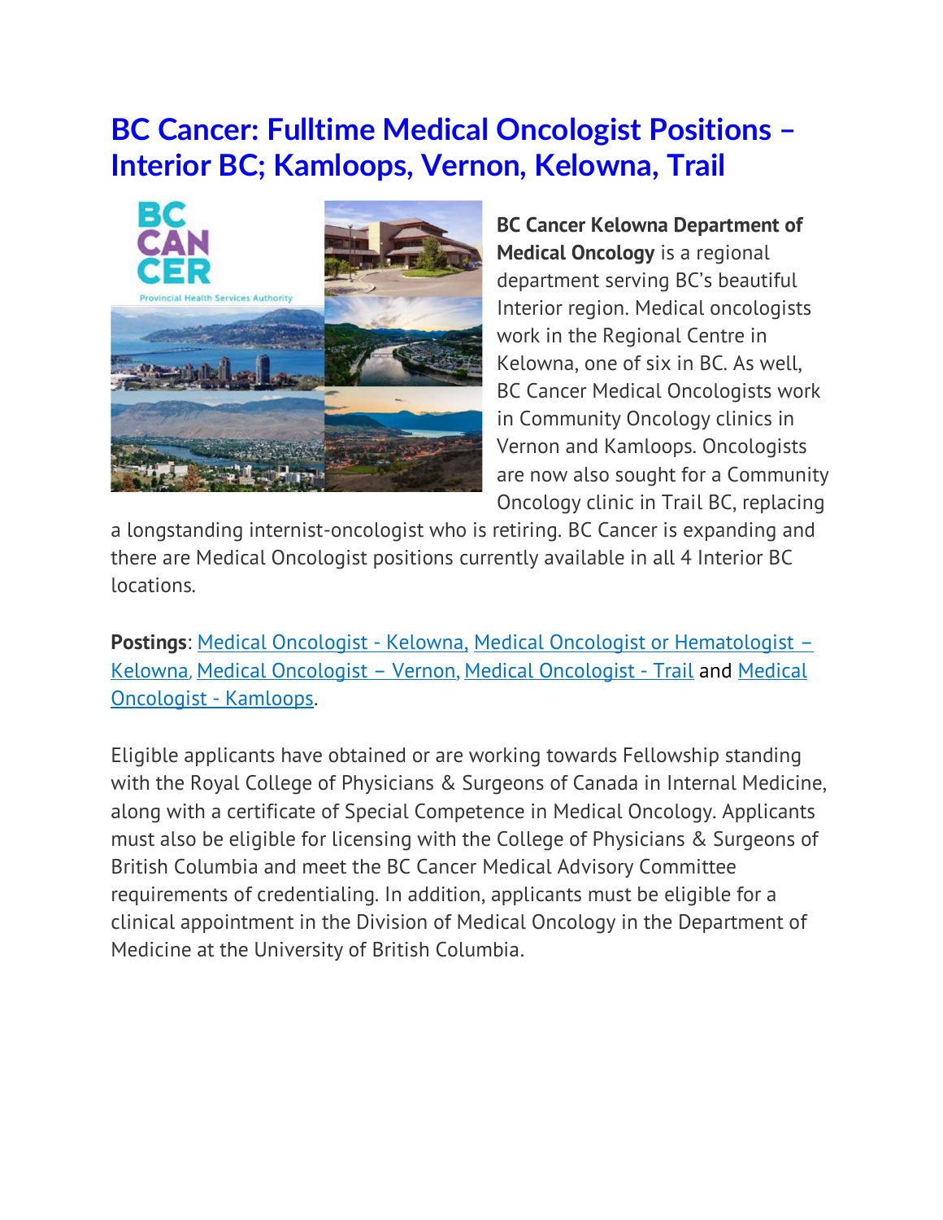# BC Cancer: Fulltime Medical Oncologist Positions – Interior BC; Kamloops, Vernon, Kelowna, Trail

**BC Cancer Kelowna Department of Medical Oncology** is a regional department serving BC's beautiful Interior region. Medical oncologists work in the Regional Centre in Kelowna, one of six in BC. As well, BC Cancer Medical Oncologists work in Community Oncology clinics in Vernon and Kamloops. Oncologists are now also sought for a Community Oncology clinic in Trail BC, replacing a longstanding internist-oncologist who is retiring. BC Cancer is expanding and there are Medical Oncologist positions currently available in all 4 Interior BC locations.

**Postings**: Medical Oncologist - Kelowna, Medical Oncologist or Hematologist – Kelowna, Medical Oncologist – Vernon, Medical Oncologist - Trail and Medical Oncologist - Kamloops.

Eligible applicants have obtained or are working towards Fellowship standing with the Royal College of Physicians & Surgeons of Canada in Internal Medicine, along with a certificate of Special Competence in Medical Oncology. Applicants must also be eligible for licensing with the College of Physicians & Surgeons of British Columbia and meet the BC Cancer Medical Advisory Committee requirements of credentialing. In addition, applicants must be eligible for a clinical appointment in the Division of Medical Oncology in the Department of Medicine at the University of British Columbia.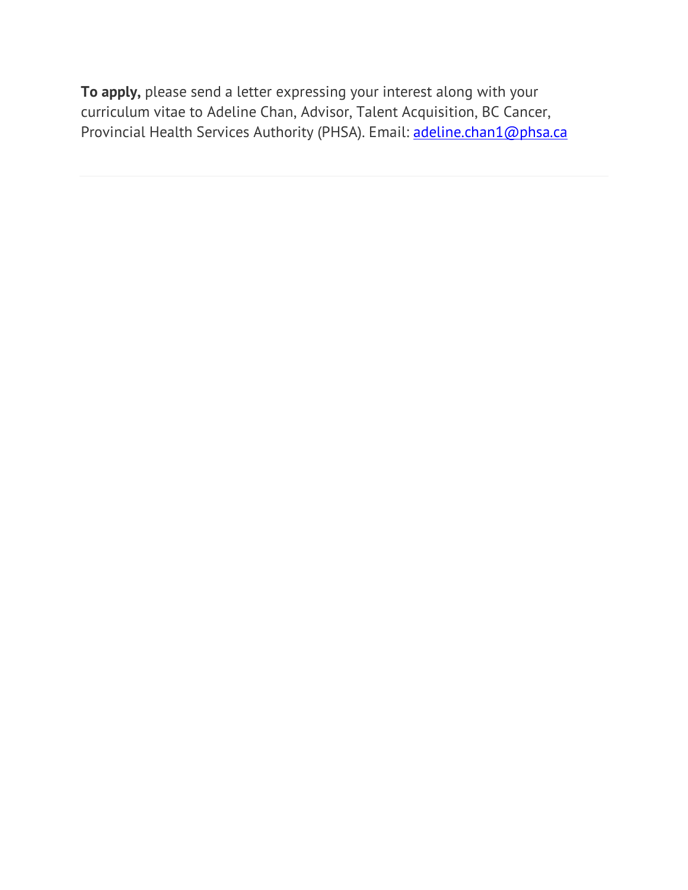**To apply,** please send a letter expressing your interest along with your curriculum vitae to Adeline Chan, Advisor, Talent Acquisition, BC Cancer, Provincial Health Services Authority (PHSA). Email: adeline.chan1@phsa.ca

---